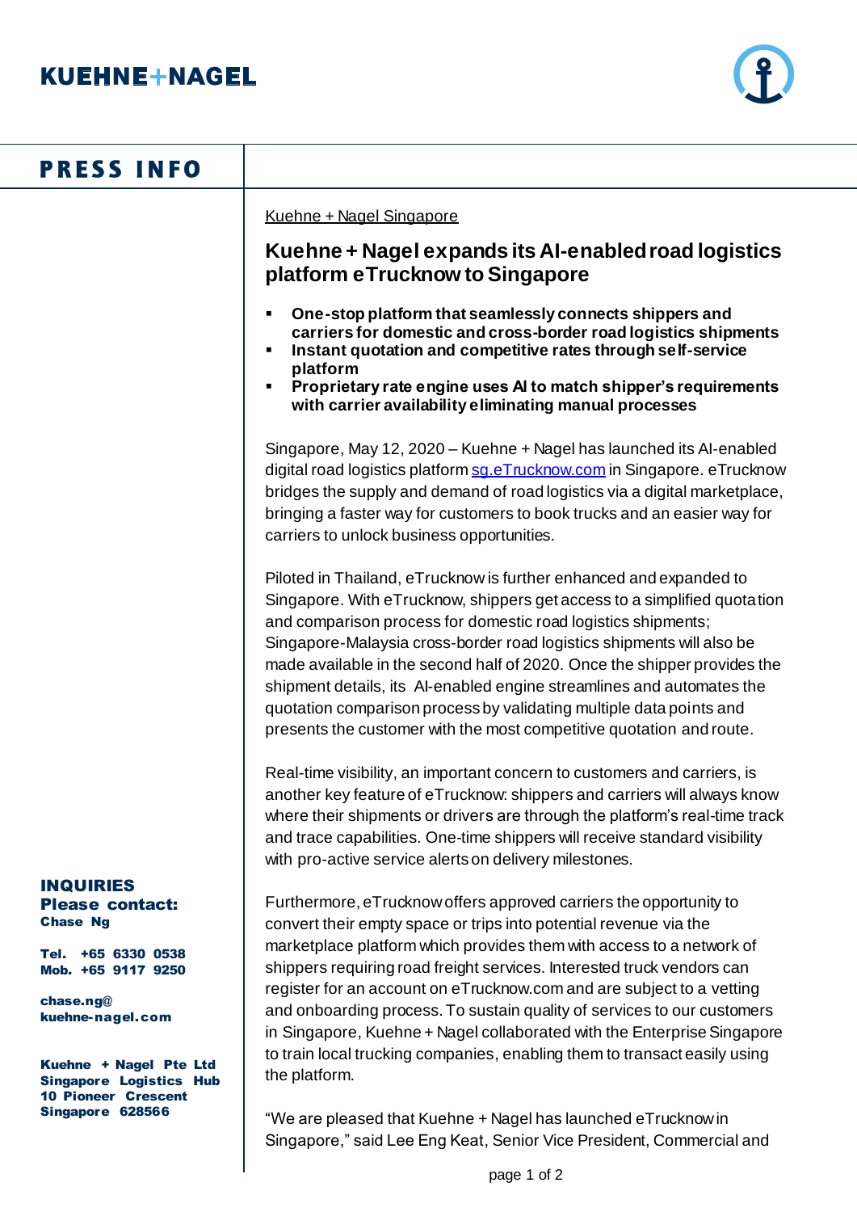**KUEHNE+NAGEL**

**PRESS INFO**

Kuehne + Nagel Singapore

# Kuehne + Nagel expands its AI-enabled road logistics platform eTrucknow to Singapore

- **One-stop platform that seamlessly connects shippers and carriers for domestic and cross-border road logistics shipments**
- **Instant quotation and competitive rates through self-service platform**
- **Proprietary rate engine uses AI to match shipper's requirements with carrier availability eliminating manual processes**

Singapore, May 12, 2020 – Kuehne + Nagel has launched its AI-enabled digital road logistics platform [sg.eTrucknow.com](sg.eTrucknow.com) in Singapore. eTrucknow bridges the supply and demand of road logistics via a digital marketplace, bringing a faster way for customers to book trucks and an easier way for carriers to unlock business opportunities.

Piloted in Thailand, eTrucknow is further enhanced and expanded to Singapore. With eTrucknow, shippers get access to a simplified quotation and comparison process for domestic road logistics shipments; Singapore-Malaysia cross-border road logistics shipments will also be made available in the second half of 2020. Once the shipper provides the shipment details, its AI-enabled engine streamlines and automates the quotation comparison process by validating multiple data points and presents the customer with the most competitive quotation and route.

Real-time visibility, an important concern to customers and carriers, is another key feature of eTrucknow: shippers and carriers will always know where their shipments or drivers are through the platform's real-time track and trace capabilities. One-time shippers will receive standard visibility with pro-active service alerts on delivery milestones.

Furthermore, eTrucknow offers approved carriers the opportunity to convert their empty space or trips into potential revenue via the marketplace platform which provides them with access to a network of shippers requiring road freight services. Interested truck vendors can register for an account on eTrucknow.com and are subject to a vetting and onboarding process. To sustain quality of services to our customers in Singapore, Kuehne + Nagel collaborated with the Enterprise Singapore to train local trucking companies, enabling them to transact easily using the platform.

"We are pleased that Kuehne + Nagel has launched eTrucknow in Singapore," said Lee Eng Keat, Senior Vice President, Commercial and

**INQUIRIES**
**Please contact:**
**Chase Ng**

**Tel. +65 6330 0538**
**Mob. +65 9117 9250**

**chase.ng@kuehne-nagel.com**

**Kuehne + Nagel Pte Ltd**
**Singapore Logistics Hub**
**10 Pioneer Crescent**
**Singapore 628566**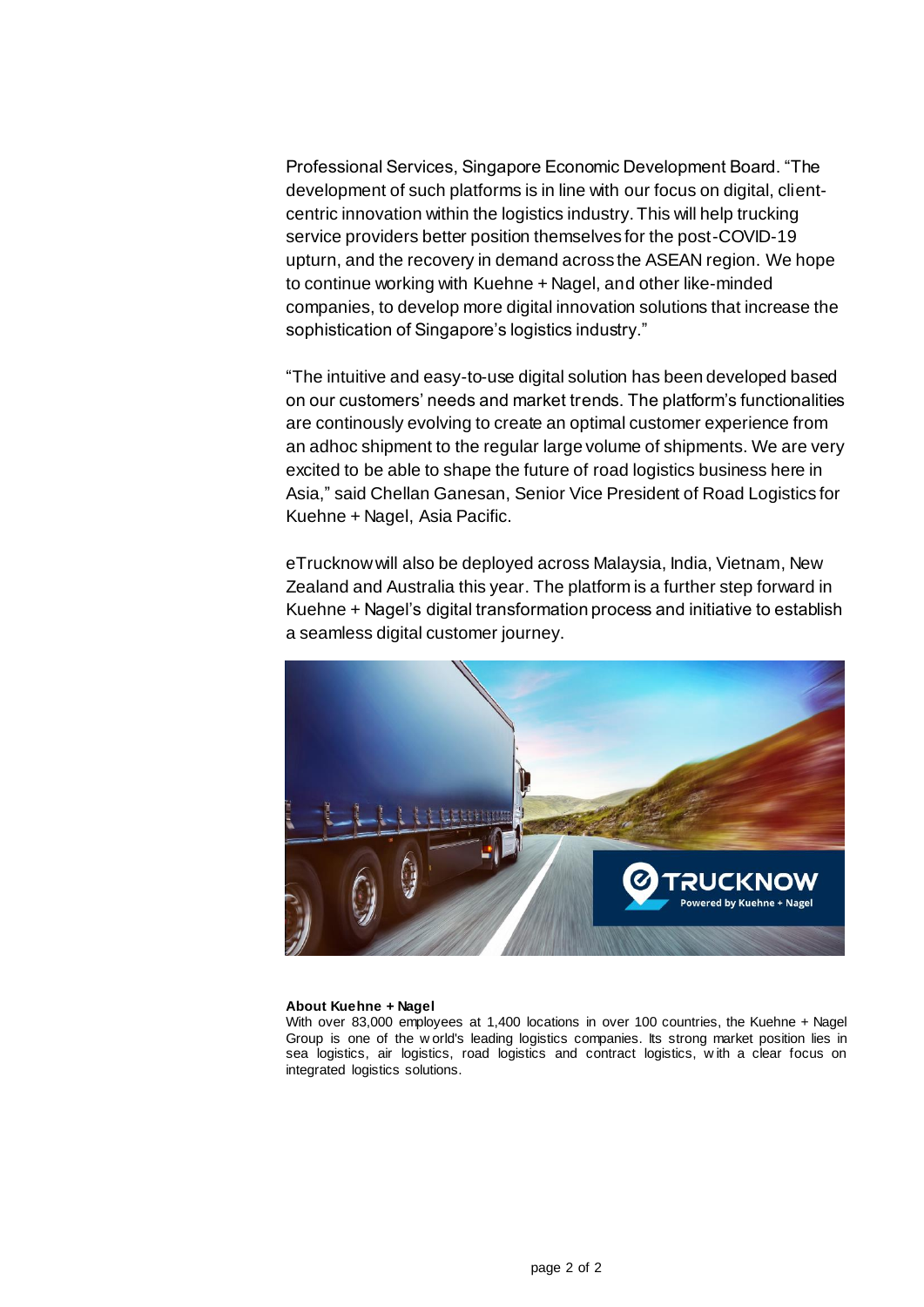Professional Services, Singapore Economic Development Board. "The development of such platforms is in line with our focus on digital, client-centric innovation within the logistics industry. This will help trucking service providers better position themselves for the post-COVID-19 upturn, and the recovery in demand across the ASEAN region. We hope to continue working with Kuehne + Nagel, and other like-minded companies, to develop more digital innovation solutions that increase the sophistication of Singapore's logistics industry."

"The intuitive and easy-to-use digital solution has been developed based on our customers' needs and market trends. The platform's functionalities are continously evolving to create an optimal customer experience from an adhoc shipment to the regular large volume of shipments. We are very excited to be able to shape the future of road logistics business here in Asia," said Chellan Ganesan, Senior Vice President of Road Logistics for Kuehne + Nagel, Asia Pacific.

eTrucknow will also be deployed across Malaysia, India, Vietnam, New Zealand and Australia this year. The platform is a further step forward in Kuehne + Nagel's digital transformation process and initiative to establish a seamless digital customer journey.

**About Kuehne + Nagel**
With over 83,000 employees at 1,400 locations in over 100 countries, the Kuehne + Nagel Group is one of the world's leading logistics companies. Its strong market position lies in sea logistics, air logistics, road logistics and contract logistics, with a clear focus on integrated logistics solutions.